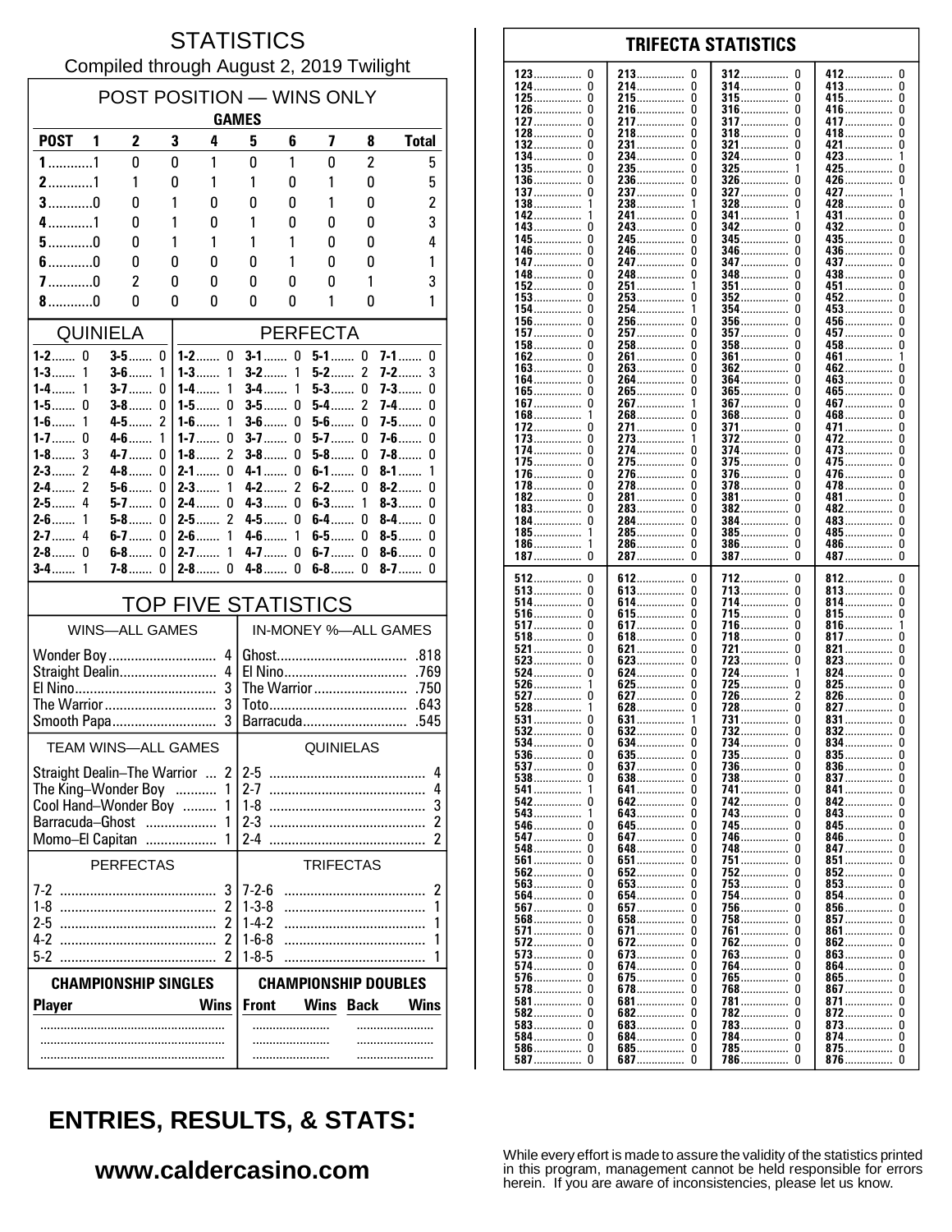# STATISTICS

Compiled through August 2, 2019 Twilight

## POST POSITION — WINS ONLY

| | GAMES | | | | | | | | |
|---|---|---|---|---|---|---|---|---|---|
| **POST** | **1** | **2** | **3** | **4** | **5** | **6** | **7** | **8** | **Total** |
| **1** | 1 | 0 | 0 | 1 | 0 | 1 | 0 | 2 | 5 |
| **2** | 1 | 1 | 0 | 1 | 1 | 0 | 1 | 0 | 5 |
| **3** | 0 | 0 | 1 | 0 | 0 | 0 | 1 | 0 | 2 |
| **4** | 1 | 0 | 1 | 0 | 1 | 0 | 0 | 0 | 3 |
| **5** | 0 | 0 | 1 | 1 | 1 | 1 | 0 | 0 | 4 |
| **6** | 0 | 0 | 0 | 0 | 0 | 1 | 0 | 0 | 1 |
| **7** | 0 | 2 | 0 | 0 | 0 | 0 | 0 | 1 | 3 |
| **8** | 0 | 0 | 0 | 0 | 0 | 0 | 1 | 0 | 1 |

## QUINIELA

| | | | |
|---|---|---|---|
| 1-2 | 0 | 3-5 | 0 |
| 1-3 | 1 | 3-6 | 1 |
| 1-4 | 1 | 3-7 | 0 |
| 1-5 | 0 | 3-8 | 0 |
| 1-6 | 1 | 4-5 | 2 |
| 1-7 | 0 | 4-6 | 1 |
| 1-8 | 3 | 4-7 | 0 |
| 2-3 | 2 | 4-8 | 0 |
| 2-4 | 2 | 5-6 | 0 |
| 2-5 | 4 | 5-7 | 0 |
| 2-6 | 1 | 5-8 | 0 |
| 2-7 | 4 | 6-7 | 0 |
| 2-8 | 0 | 6-8 | 0 |
| 3-4 | 1 | 7-8 | 0 |

## PERFECTA

| | | | | | | | |
|---|---|---|---|---|---|---|---|
| 1-2 | 0 | 3-1 | 0 | 5-1 | 0 | 7-1 | 0 |
| 1-3 | 1 | 3-2 | 1 | 5-2 | 2 | 7-2 | 3 |
| 1-4 | 1 | 3-4 | 1 | 5-3 | 0 | 7-3 | 0 |
| 1-5 | 0 | 3-5 | 0 | 5-4 | 2 | 7-4 | 0 |
| 1-6 | 1 | 3-6 | 0 | 5-6 | 0 | 7-5 | 0 |
| 1-7 | 0 | 3-7 | 0 | 5-7 | 0 | 7-6 | 0 |
| 1-8 | 2 | 3-8 | 0 | 5-8 | 0 | 7-8 | 0 |
| 2-1 | 0 | 4-1 | 0 | 6-1 | 0 | 8-1 | 1 |
| 2-3 | 1 | 4-2 | 2 | 6-2 | 0 | 8-2 | 0 |
| 2-4 | 0 | 4-3 | 0 | 6-3 | 1 | 8-3 | 0 |
| 2-5 | 2 | 4-5 | 0 | 6-4 | 0 | 8-4 | 0 |
| 2-6 | 1 | 4-6 | 1 | 6-5 | 0 | 8-5 | 0 |
| 2-7 | 1 | 4-7 | 0 | 6-7 | 0 | 8-6 | 0 |
| 2-8 | 0 | 4-8 | 0 | 6-8 | 0 | 8-7 | 0 |

## TOP FIVE STATISTICS

| WINS—ALL GAMES | | IN-MONEY %—ALL GAMES | |
|---|---|---|---|
| Wonder Boy | 4 | Ghost | .818 |
| Straight Dealin | 4 | El Nino | .769 |
| El Nino | 3 | The Warrior | .750 |
| The Warrior | 3 | Toto | .643 |
| Smooth Papa | 3 | Barracuda | .545 |

| TEAM WINS—ALL GAMES | | QUINIELAS | |
|---|---|---|---|
| Straight Dealin–The Warrior | 2 | 2-5 | 4 |
| The King–Wonder Boy | 1 | 2-7 | 4 |
| Cool Hand–Wonder Boy | 1 | 1-8 | 3 |
| Barracuda–Ghost | 1 | 2-3 | 2 |
| Momo–El Capitan | 1 | 2-4 | 2 |

| PERFECTAS | | TRIFECTAS | |
|---|---|---|---|
| 7-2 | 3 | 7-2-6 | 2 |
| 1-8 | 2 | 1-3-8 | 1 |
| 2-5 | 2 | 1-4-2 | 1 |
| 4-2 | 2 | 1-6-8 | 1 |
| 5-2 | 2 | 1-8-5 | 1 |

| CHAMPIONSHIP SINGLES | | CHAMPIONSHIP DOUBLES | | | |
|---|---|---|---|---|---|
| **Player** | **Wins** | **Front** | **Wins** | **Back** | **Wins** |
| | | | | | |

## TRIFECTA STATISTICS

| | | | | | | | |
|---|---|---|---|---|---|---|---|
| 123 | 0 | 213 | 0 | 312 | 0 | 412 | 0 |
| 124 | 0 | 214 | 0 | 314 | 0 | 413 | 0 |
| 125 | 0 | 215 | 0 | 315 | 0 | 415 | 0 |
| 126 | 0 | 216 | 0 | 316 | 0 | 416 | 0 |
| 127 | 0 | 217 | 0 | 317 | 0 | 417 | 0 |
| 128 | 0 | 218 | 0 | 318 | 0 | 418 | 0 |
| 132 | 0 | 231 | 0 | 321 | 0 | 421 | 0 |
| 134 | 0 | 234 | 0 | 324 | 0 | 423 | 1 |
| 135 | 0 | 235 | 0 | 325 | 1 | 425 | 0 |
| 136 | 0 | 236 | 0 | 326 | 0 | 426 | 0 |
| 137 | 0 | 237 | 0 | 327 | 0 | 427 | 1 |
| 138 | 1 | 238 | 1 | 328 | 0 | 428 | 0 |
| 142 | 1 | 241 | 0 | 341 | 1 | 431 | 0 |
| 143 | 0 | 243 | 0 | 342 | 0 | 432 | 0 |
| 145 | 0 | 245 | 0 | 345 | 0 | 435 | 0 |
| 146 | 0 | 246 | 0 | 346 | 0 | 436 | 0 |
| 147 | 0 | 247 | 0 | 347 | 0 | 437 | 0 |
| 148 | 0 | 248 | 0 | 348 | 0 | 438 | 0 |
| 152 | 0 | 251 | 1 | 351 | 0 | 451 | 0 |
| 153 | 0 | 253 | 0 | 352 | 0 | 452 | 0 |
| 154 | 0 | 254 | 1 | 354 | 0 | 453 | 0 |
| 156 | 0 | 256 | 0 | 356 | 0 | 456 | 0 |
| 157 | 0 | 257 | 0 | 357 | 0 | 457 | 0 |
| 158 | 0 | 258 | 0 | 358 | 0 | 458 | 0 |
| 162 | 0 | 261 | 0 | 361 | 0 | 461 | 1 |
| 163 | 0 | 263 | 0 | 362 | 0 | 462 | 0 |
| 164 | 0 | 264 | 0 | 364 | 0 | 463 | 0 |
| 165 | 0 | 265 | 0 | 365 | 0 | 465 | 0 |
| 167 | 0 | 267 | 1 | 367 | 0 | 467 | 0 |
| 168 | 1 | 268 | 0 | 368 | 0 | 468 | 0 |
| 172 | 0 | 271 | 0 | 371 | 0 | 471 | 0 |
| 173 | 0 | 273 | 1 | 372 | 0 | 472 | 0 |
| 174 | 0 | 274 | 0 | 374 | 0 | 473 | 0 |
| 175 | 0 | 275 | 0 | 375 | 0 | 475 | 0 |
| 176 | 0 | 276 | 0 | 376 | 0 | 476 | 0 |
| 178 | 0 | 278 | 0 | 378 | 0 | 478 | 0 |
| 182 | 0 | 281 | 0 | 381 | 0 | 481 | 0 |
| 183 | 0 | 283 | 0 | 382 | 0 | 482 | 0 |
| 184 | 0 | 284 | 0 | 384 | 0 | 483 | 0 |
| 185 | 1 | 285 | 0 | 385 | 0 | 485 | 0 |
| 186 | 1 | 286 | 0 | 386 | 0 | 486 | 0 |
| 187 | 0 | 287 | 0 | 387 | 0 | 487 | 0 |
| 512 | 0 | 612 | 0 | 712 | 0 | 812 | 0 |
| 513 | 0 | 613 | 0 | 713 | 0 | 813 | 0 |
| 514 | 0 | 614 | 0 | 714 | 0 | 814 | 0 |
| 516 | 0 | 615 | 0 | 715 | 0 | 815 | 0 |
| 517 | 0 | 617 | 0 | 716 | 0 | 816 | 1 |
| 518 | 0 | 618 | 0 | 718 | 0 | 817 | 0 |
| 521 | 0 | 621 | 0 | 721 | 0 | 821 | 0 |
| 523 | 0 | 623 | 0 | 723 | 0 | 823 | 0 |
| 524 | 0 | 624 | 0 | 724 | 1 | 824 | 0 |
| 526 | 1 | 625 | 0 | 725 | 0 | 825 | 0 |
| 527 | 0 | 627 | 0 | 726 | 2 | 826 | 0 |
| 528 | 1 | 628 | 0 | 728 | 0 | 827 | 0 |
| 531 | 0 | 631 | 1 | 731 | 0 | 831 | 0 |
| 532 | 0 | 632 | 0 | 732 | 0 | 832 | 0 |
| 534 | 0 | 634 | 0 | 734 | 0 | 834 | 0 |
| 536 | 0 | 635 | 0 | 735 | 0 | 835 | 0 |
| 537 | 0 | 637 | 0 | 736 | 0 | 836 | 0 |
| 538 | 0 | 638 | 0 | 738 | 0 | 837 | 0 |
| 541 | 1 | 641 | 0 | 741 | 0 | 841 | 0 |
| 542 | 0 | 642 | 0 | 742 | 0 | 842 | 0 |
| 543 | 1 | 643 | 0 | 743 | 0 | 843 | 0 |
| 546 | 0 | 645 | 0 | 745 | 0 | 845 | 0 |
| 547 | 0 | 647 | 0 | 746 | 0 | 846 | 0 |
| 548 | 0 | 648 | 0 | 748 | 0 | 847 | 0 |
| 561 | 0 | 651 | 0 | 751 | 0 | 851 | 0 |
| 562 | 0 | 652 | 0 | 752 | 0 | 852 | 0 |
| 563 | 0 | 653 | 0 | 753 | 0 | 853 | 0 |
| 564 | 0 | 654 | 0 | 754 | 0 | 854 | 0 |
| 567 | 0 | 657 | 0 | 756 | 0 | 856 | 0 |
| 568 | 0 | 658 | 0 | 758 | 0 | 857 | 0 |
| 571 | 0 | 671 | 0 | 761 | 0 | 861 | 0 |
| 572 | 0 | 672 | 0 | 762 | 0 | 862 | 0 |
| 573 | 0 | 673 | 0 | 763 | 0 | 863 | 0 |
| 574 | 0 | 674 | 0 | 764 | 0 | 864 | 0 |
| 576 | 0 | 675 | 0 | 765 | 0 | 865 | 0 |
| 578 | 0 | 678 | 0 | 768 | 0 | 867 | 0 |
| 581 | 0 | 681 | 0 | 781 | 0 | 871 | 0 |
| 582 | 0 | 682 | 0 | 782 | 0 | 872 | 0 |
| 583 | 0 | 683 | 0 | 783 | 0 | 873 | 0 |
| 584 | 0 | 684 | 0 | 784 | 0 | 874 | 0 |
| 586 | 0 | 685 | 0 | 785 | 0 | 875 | 0 |
| 587 | 0 | 687 | 0 | 786 | 0 | 876 | 0 |

## ENTRIES, RESULTS, & STATS:

**www.caldercasino.com**

While every effort is made to assure the validity of the statistics printed in this program, management cannot be held responsible for errors herein. If you are aware of inconsistencies, please let us know.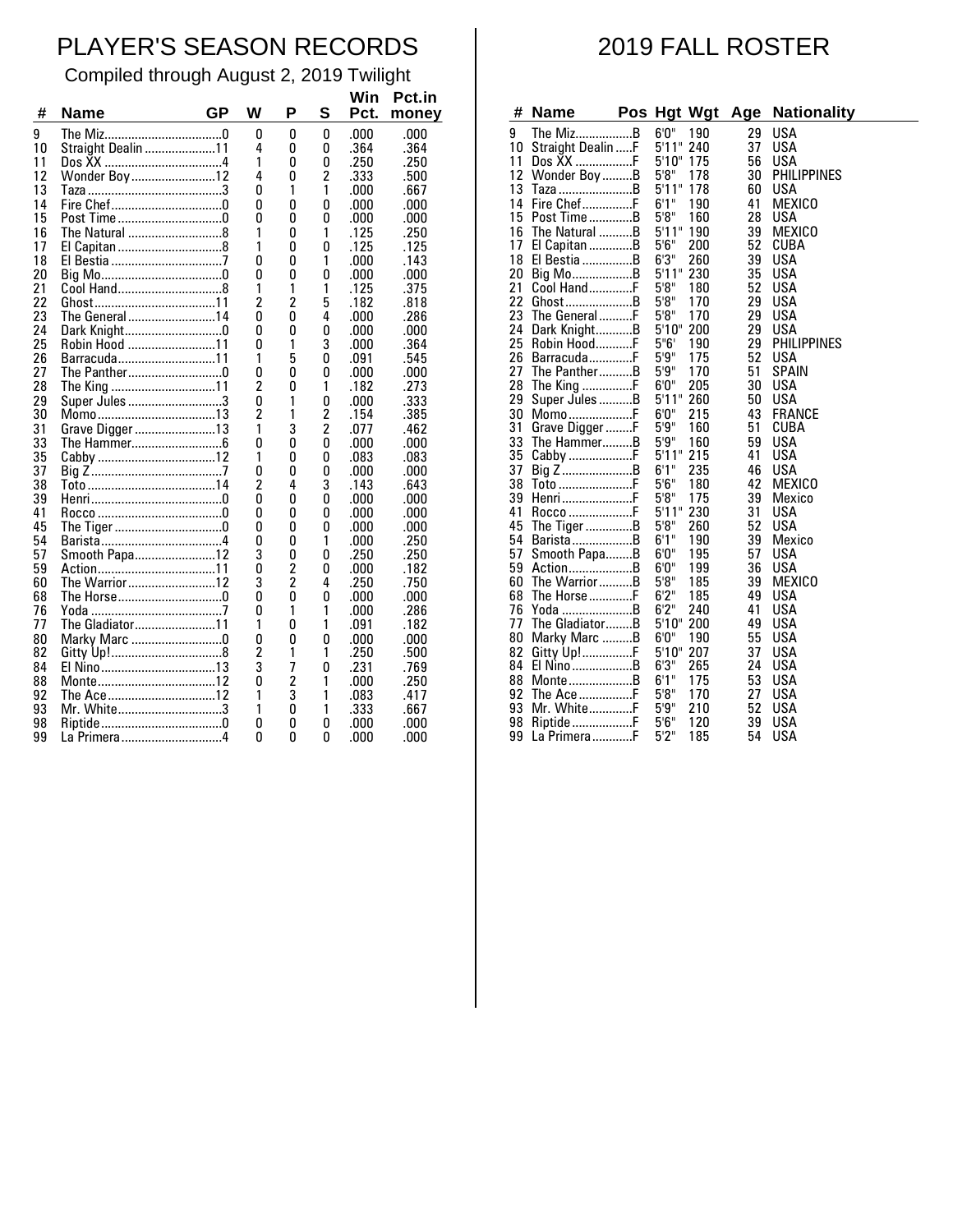# PLAYER'S SEASON RECORDS

Compiled through August 2, 2019 Twilight

| # | Name | GP | W | P | S | Win Pct. | Pct.in money |
|---|---|---|---|---|---|---|---|
| 9 | The Miz | 0 | 0 | 0 | 0 | .000 | .000 |
| 10 | Straight Dealin | 11 | 4 | 0 | 0 | .364 | .364 |
| 11 | Dos XX | 4 | 1 | 0 | 0 | .250 | .250 |
| 12 | Wonder Boy | 12 | 4 | 0 | 2 | .333 | .500 |
| 13 | Taza | 3 | 0 | 1 | 1 | .000 | .667 |
| 14 | Fire Chef | 0 | 0 | 0 | 0 | .000 | .000 |
| 15 | Post Time | 0 | 0 | 0 | 0 | .000 | .000 |
| 16 | The Natural | 8 | 1 | 0 | 1 | .125 | .250 |
| 17 | El Capitan | 8 | 1 | 0 | 0 | .125 | .125 |
| 18 | El Bestia | 7 | 0 | 0 | 1 | .000 | .143 |
| 20 | Big Mo | 0 | 0 | 0 | 0 | .000 | .000 |
| 21 | Cool Hand | 8 | 1 | 1 | 1 | .125 | .375 |
| 22 | Ghost | 11 | 2 | 2 | 5 | .182 | .818 |
| 23 | The General | 14 | 0 | 0 | 4 | .000 | .286 |
| 24 | Dark Knight | 0 | 0 | 0 | 0 | .000 | .000 |
| 25 | Robin Hood | 11 | 0 | 1 | 3 | .000 | .364 |
| 26 | Barracuda | 11 | 1 | 5 | 0 | .091 | .545 |
| 27 | The Panther | 0 | 0 | 0 | 0 | .000 | .000 |
| 28 | The King | 11 | 2 | 0 | 1 | .182 | .273 |
| 29 | Super Jules | 3 | 0 | 1 | 0 | .000 | .333 |
| 30 | Momo | 13 | 2 | 1 | 2 | .154 | .385 |
| 31 | Grave Digger | 13 | 1 | 3 | 2 | .077 | .462 |
| 33 | The Hammer | 6 | 0 | 0 | 0 | .000 | .000 |
| 35 | Cabby | 12 | 1 | 0 | 0 | .083 | .083 |
| 37 | Big Z | 7 | 0 | 0 | 0 | .000 | .000 |
| 38 | Toto | 14 | 2 | 4 | 3 | .143 | .643 |
| 39 | Henri | 0 | 0 | 0 | 0 | .000 | .000 |
| 41 | Rocco | 0 | 0 | 0 | 0 | .000 | .000 |
| 45 | The Tiger | 0 | 0 | 0 | 0 | .000 | .000 |
| 54 | Barista | 4 | 0 | 0 | 1 | .000 | .250 |
| 57 | Smooth Papa | 12 | 3 | 0 | 0 | .250 | .250 |
| 59 | Action | 11 | 0 | 2 | 0 | .000 | .182 |
| 60 | The Warrior | 12 | 3 | 2 | 4 | .250 | .750 |
| 68 | The Horse | 0 | 0 | 0 | 0 | .000 | .000 |
| 76 | Yoda | 7 | 0 | 1 | 1 | .000 | .286 |
| 77 | The Gladiator | 11 | 1 | 0 | 1 | .091 | .182 |
| 80 | Marky Marc | 0 | 0 | 0 | 0 | .000 | .000 |
| 82 | Gitty Up! | 8 | 2 | 1 | 1 | .250 | .500 |
| 84 | El Nino | 13 | 3 | 7 | 0 | .231 | .769 |
| 88 | Monte | 12 | 0 | 2 | 1 | .000 | .250 |
| 92 | The Ace | 12 | 1 | 3 | 1 | .083 | .417 |
| 93 | Mr. White | 3 | 1 | 0 | 1 | .333 | .667 |
| 98 | Riptide | 0 | 0 | 0 | 0 | .000 | .000 |
| 99 | La Primera | 4 | 0 | 0 | 0 | .000 | .000 |

# 2019 FALL ROSTER

| # | Name | Pos | Hgt | Wgt | Age | Nationality |
|---|---|---|---|---|---|---|
| 9 | The Miz | B | 6'0" | 190 | 29 | USA |
| 10 | Straight Dealin | F | 5'11" | 240 | 37 | USA |
| 11 | Dos XX | B | 5'10" | 175 | 56 | USA |
| 12 | Wonder Boy | B | 5'8" | 178 | 30 | PHILIPPINES |
| 13 | Taza | B | 5'11" | 178 | 60 | USA |
| 14 | Fire Chef | F | 6'1" | 190 | 41 | MEXICO |
| 15 | Post Time | B | 5'8" | 160 | 28 | USA |
| 16 | The Natural | B | 5'11" | 190 | 39 | MEXICO |
| 17 | El Capitan | B | 5'6" | 200 | 52 | CUBA |
| 18 | El Bestia | B | 6'3" | 260 | 39 | USA |
| 20 | Big Mo | B | 5'11" | 230 | 35 | USA |
| 21 | Cool Hand | F | 5'8" | 180 | 52 | USA |
| 22 | Ghost | B | 5'8" | 170 | 29 | USA |
| 23 | The General | F | 5'8" | 170 | 29 | USA |
| 24 | Dark Knight | B | 5'10" | 200 | 29 | USA |
| 25 | Robin Hood | F | 5"6' | 190 | 29 | PHILIPPINES |
| 26 | Barracuda | F | 5'9" | 175 | 52 | USA |
| 27 | The Panther | B | 5'9" | 170 | 51 | SPAIN |
| 28 | The King | F | 6'0" | 205 | 30 | USA |
| 29 | Super Jules | B | 5'11" | 260 | 50 | USA |
| 30 | Momo | F | 6'0" | 215 | 43 | FRANCE |
| 31 | Grave Digger | F | 5'9" | 160 | 51 | CUBA |
| 33 | The Hammer | B | 5'9" | 160 | 59 | USA |
| 35 | Cabby | F | 5'11" | 215 | 41 | USA |
| 37 | Big Z | B | 6'1" | 235 | 46 | USA |
| 38 | Toto | F | 5'6" | 180 | 42 | MEXICO |
| 39 | Henri | F | 5'8" | 175 | 39 | Mexico |
| 41 | Rocco | F | 5'11" | 230 | 31 | USA |
| 45 | The Tiger | B | 5'8" | 260 | 52 | USA |
| 54 | Barista | B | 6'1" | 190 | 39 | Mexico |
| 57 | Smooth Papa | B | 6'0" | 195 | 57 | USA |
| 59 | Action | B | 6'0" | 199 | 36 | USA |
| 60 | The Warrior | B | 5'8" | 185 | 39 | MEXICO |
| 68 | The Horse | F | 6'2" | 185 | 49 | USA |
| 76 | Yoda | B | 6'2" | 240 | 41 | USA |
| 77 | The Gladiator | B | 5'10" | 200 | 49 | USA |
| 80 | Marky Marc | B | 6'0" | 190 | 55 | USA |
| 82 | Gitty Up! | F | 5'10" | 207 | 37 | USA |
| 84 | El Nino | B | 6'3" | 265 | 24 | USA |
| 88 | Monte | B | 6'1" | 175 | 53 | USA |
| 92 | The Ace | F | 5'8" | 170 | 27 | USA |
| 93 | Mr. White | F | 5'9" | 210 | 52 | USA |
| 98 | Riptide | F | 5'6" | 120 | 39 | USA |
| 99 | La Primera | F | 5'2" | 185 | 54 | USA |